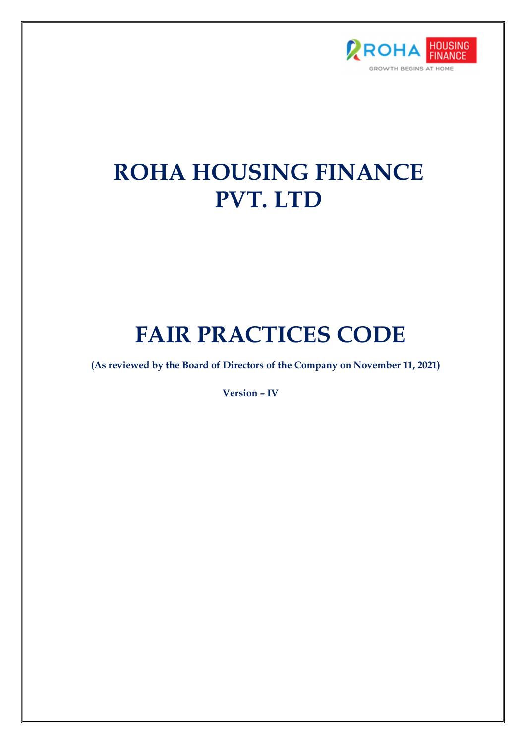# ROHA HOUSING FINANCE PVT. LTD

# FAIR PRACTICES CODE

**(As reviewed by the Board of Directors of the Company on November 11, 2021)**

**Version – IV**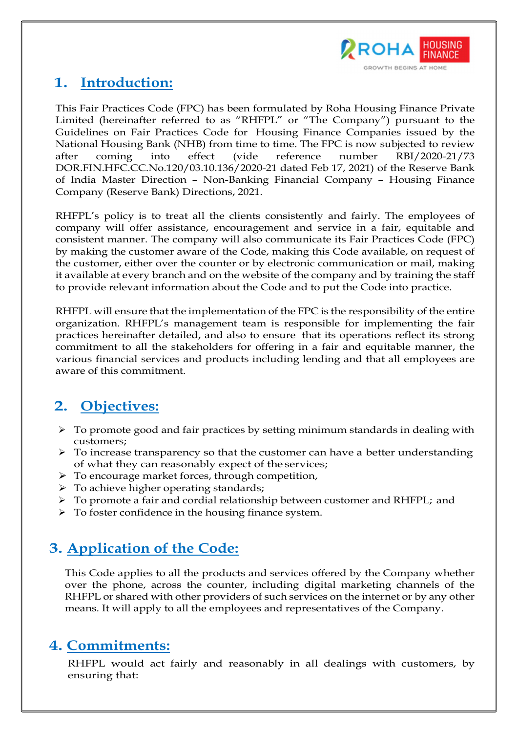## 1. Introduction:

This Fair Practices Code (FPC) has been formulated by Roha Housing Finance Private Limited (hereinafter referred to as "RHFPL" or "The Company") pursuant to the Guidelines on Fair Practices Code for Housing Finance Companies issued by the National Housing Bank (NHB) from time to time. The FPC is now subjected to review after coming into effect (vide reference number RBI/2020-21/73 DOR.FIN.HFC.CC.No.120/03.10.136/2020-21 dated Feb 17, 2021) of the Reserve Bank of India Master Direction – Non-Banking Financial Company – Housing Finance Company (Reserve Bank) Directions, 2021.

RHFPL's policy is to treat all the clients consistently and fairly. The employees of company will offer assistance, encouragement and service in a fair, equitable and consistent manner. The company will also communicate its Fair Practices Code (FPC) by making the customer aware of the Code, making this Code available, on request of the customer, either over the counter or by electronic communication or mail, making it available at every branch and on the website of the company and by training the staff to provide relevant information about the Code and to put the Code into practice.

RHFPL will ensure that the implementation of the FPC is the responsibility of the entire organization. RHFPL's management team is responsible for implementing the fair practices hereinafter detailed, and also to ensure that its operations reflect its strong commitment to all the stakeholders for offering in a fair and equitable manner, the various financial services and products including lending and that all employees are aware of this commitment.

## 2. Objectives:

- To promote good and fair practices by setting minimum standards in dealing with customers;
- To increase transparency so that the customer can have a better understanding of what they can reasonably expect of the services;
- To encourage market forces, through competition,
- To achieve higher operating standards;
- To promote a fair and cordial relationship between customer and RHFPL; and
- To foster confidence in the housing finance system.

## 3. Application of the Code:

This Code applies to all the products and services offered by the Company whether over the phone, across the counter, including digital marketing channels of the RHFPL or shared with other providers of such services on the internet or by any other means. It will apply to all the employees and representatives of the Company.

## 4. Commitments:

RHFPL would act fairly and reasonably in all dealings with customers, by ensuring that: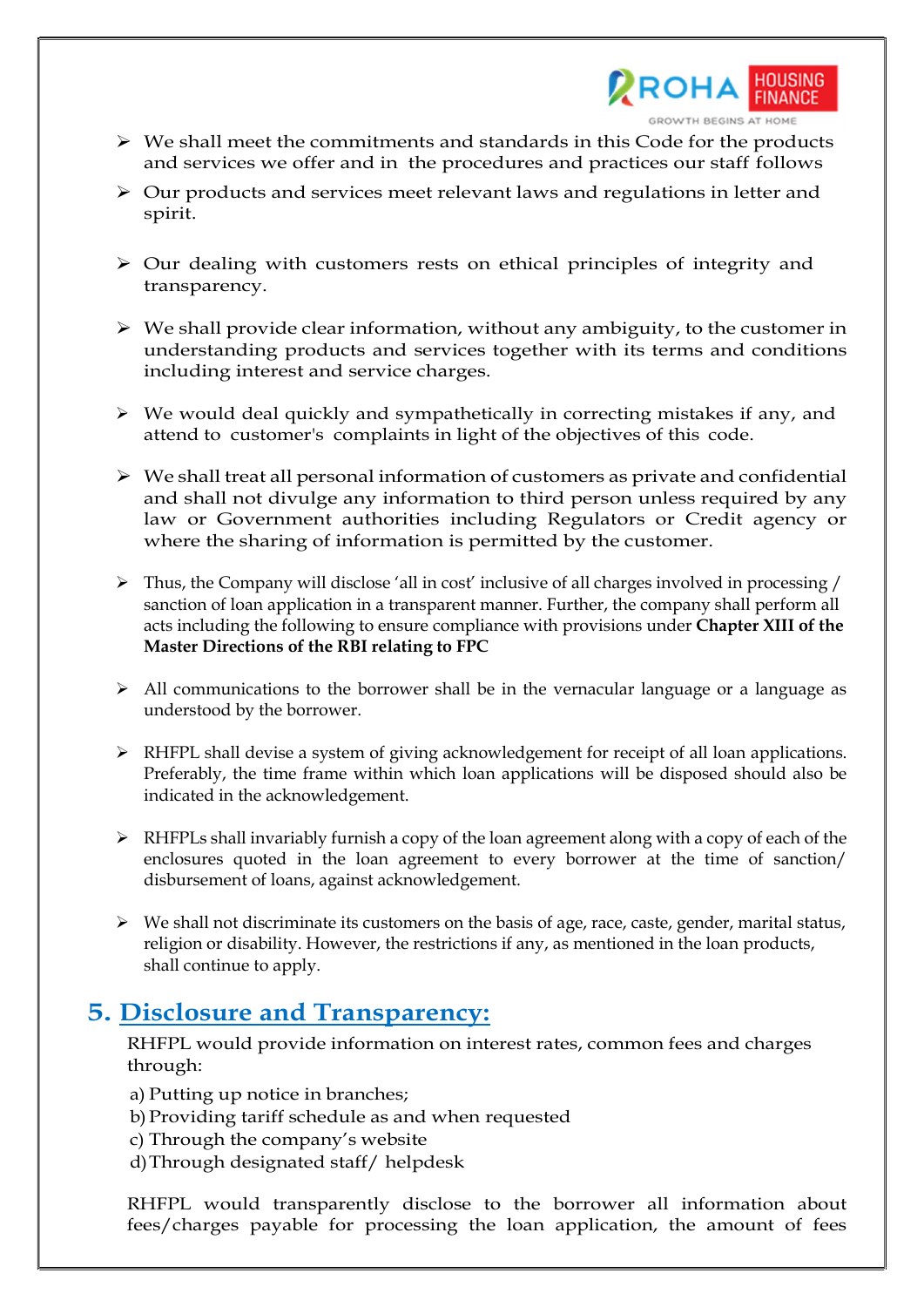- We shall meet the commitments and standards in this Code for the products and services we offer and in the procedures and practices our staff follows
- Our products and services meet relevant laws and regulations in letter and spirit.
- Our dealing with customers rests on ethical principles of integrity and transparency.
- We shall provide clear information, without any ambiguity, to the customer in understanding products and services together with its terms and conditions including interest and service charges.
- We would deal quickly and sympathetically in correcting mistakes if any, and attend to customer's complaints in light of the objectives of this code.
- We shall treat all personal information of customers as private and confidential and shall not divulge any information to third person unless required by any law or Government authorities including Regulators or Credit agency or where the sharing of information is permitted by the customer.
- Thus, the Company will disclose 'all in cost' inclusive of all charges involved in processing / sanction of loan application in a transparent manner. Further, the company shall perform all acts including the following to ensure compliance with provisions under **Chapter XIII of the Master Directions of the RBI relating to FPC**
- All communications to the borrower shall be in the vernacular language or a language as understood by the borrower.
- RHFPL shall devise a system of giving acknowledgement for receipt of all loan applications. Preferably, the time frame within which loan applications will be disposed should also be indicated in the acknowledgement.
- RHFPLs shall invariably furnish a copy of the loan agreement along with a copy of each of the enclosures quoted in the loan agreement to every borrower at the time of sanction/ disbursement of loans, against acknowledgement.
- We shall not discriminate its customers on the basis of age, race, caste, gender, marital status, religion or disability. However, the restrictions if any, as mentioned in the loan products, shall continue to apply.

## 5. Disclosure and Transparency:

RHFPL would provide information on interest rates, common fees and charges through:

a) Putting up notice in branches;
b) Providing tariff schedule as and when requested
c) Through the company's website
d) Through designated staff/ helpdesk

RHFPL would transparently disclose to the borrower all information about fees/charges payable for processing the loan application, the amount of fees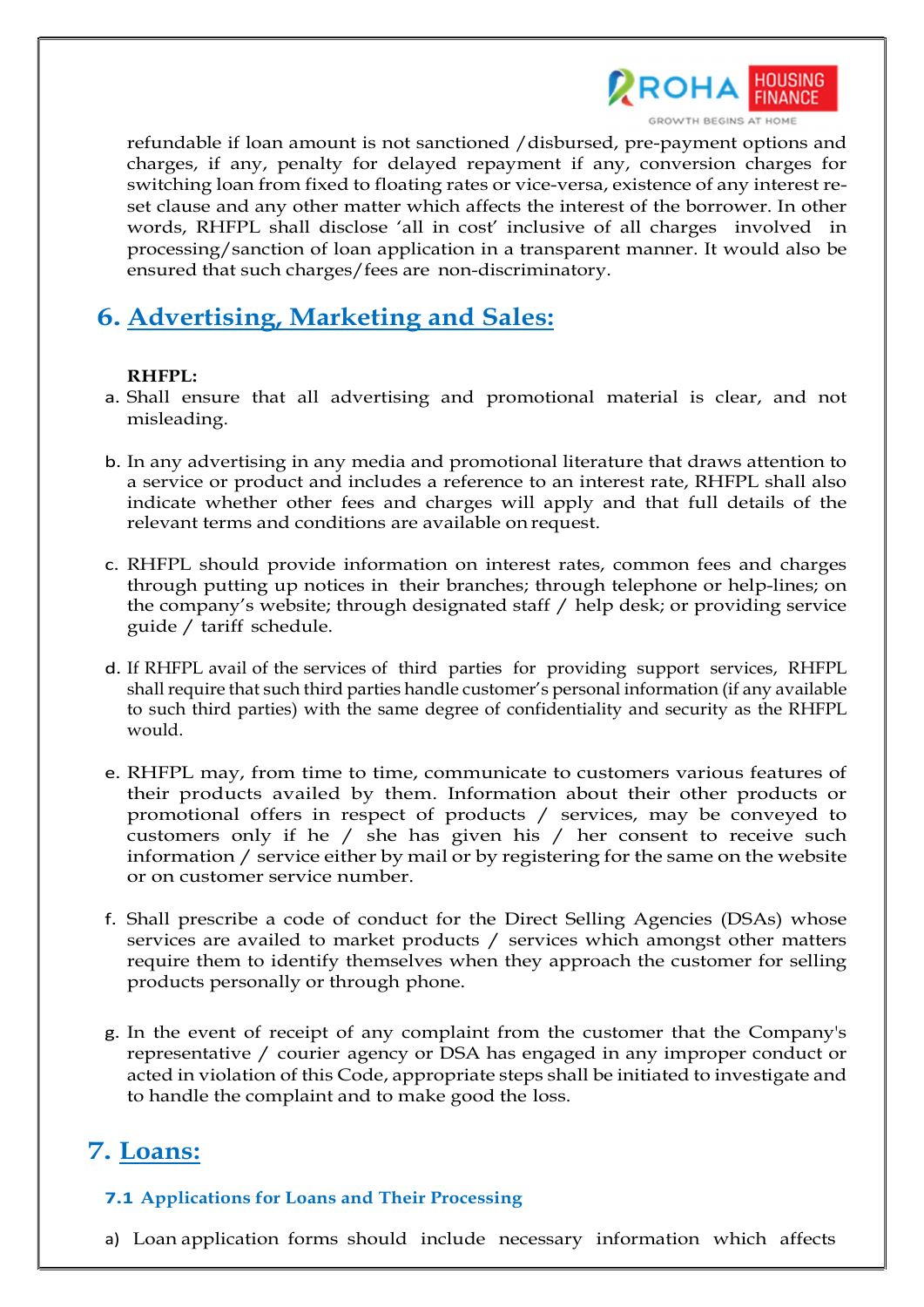refundable if loan amount is not sanctioned /disbursed, pre-payment options and charges, if any, penalty for delayed repayment if any, conversion charges for switching loan from fixed to floating rates or vice-versa, existence of any interest re-set clause and any other matter which affects the interest of the borrower. In other words, RHFPL shall disclose 'all in cost' inclusive of all charges involved in processing/sanction of loan application in a transparent manner. It would also be ensured that such charges/fees are non-discriminatory.

## 6. Advertising, Marketing and Sales:

**RHFPL:**

a. Shall ensure that all advertising and promotional material is clear, and not misleading.

b. In any advertising in any media and promotional literature that draws attention to a service or product and includes a reference to an interest rate, RHFPL shall also indicate whether other fees and charges will apply and that full details of the relevant terms and conditions are available on request.

c. RHFPL should provide information on interest rates, common fees and charges through putting up notices in their branches; through telephone or help-lines; on the company's website; through designated staff / help desk; or providing service guide / tariff schedule.

d. If RHFPL avail of the services of third parties for providing support services, RHFPL shall require that such third parties handle customer's personal information (if any available to such third parties) with the same degree of confidentiality and security as the RHFPL would.

e. RHFPL may, from time to time, communicate to customers various features of their products availed by them. Information about their other products or promotional offers in respect of products / services, may be conveyed to customers only if he / she has given his / her consent to receive such information / service either by mail or by registering for the same on the website or on customer service number.

f. Shall prescribe a code of conduct for the Direct Selling Agencies (DSAs) whose services are availed to market products / services which amongst other matters require them to identify themselves when they approach the customer for selling products personally or through phone.

g. In the event of receipt of any complaint from the customer that the Company's representative / courier agency or DSA has engaged in any improper conduct or acted in violation of this Code, appropriate steps shall be initiated to investigate and to handle the complaint and to make good the loss.

## 7. Loans:

### 7.1 Applications for Loans and Their Processing

a) Loan application forms should include necessary information which affects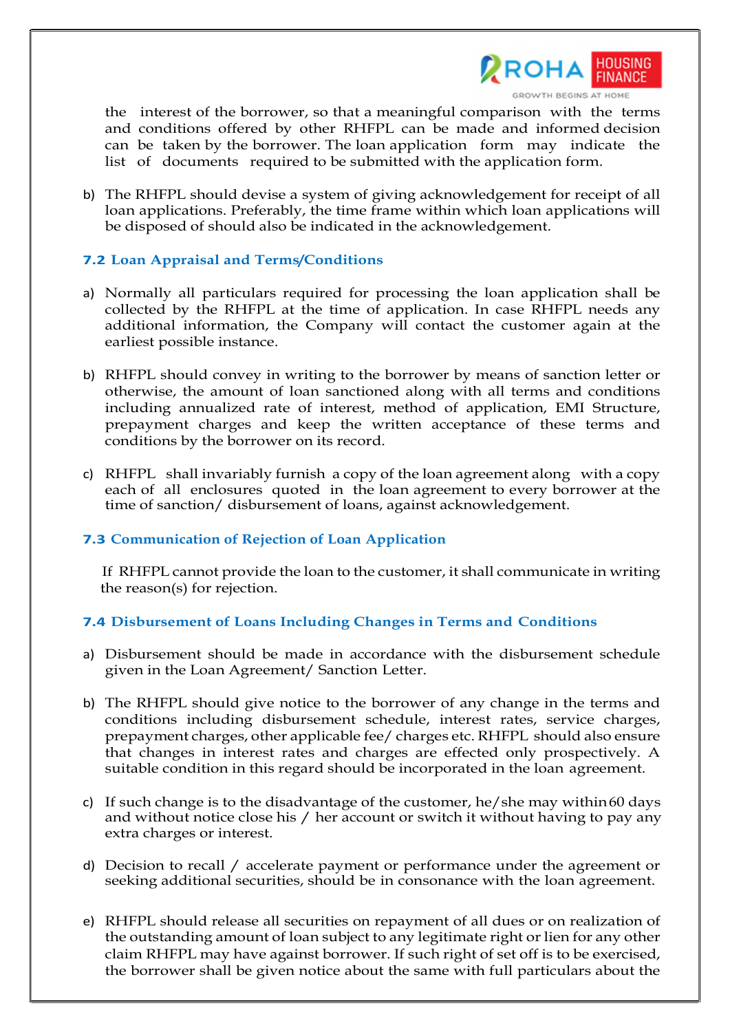the interest of the borrower, so that a meaningful comparison with the terms and conditions offered by other RHFPL can be made and informed decision can be taken by the borrower. The loan application form may indicate the list of documents required to be submitted with the application form.

b) The RHFPL should devise a system of giving acknowledgement for receipt of all loan applications. Preferably, the time frame within which loan applications will be disposed of should also be indicated in the acknowledgement.

### 7.2 Loan Appraisal and Terms/Conditions

a) Normally all particulars required for processing the loan application shall be collected by the RHFPL at the time of application. In case RHFPL needs any additional information, the Company will contact the customer again at the earliest possible instance.

b) RHFPL should convey in writing to the borrower by means of sanction letter or otherwise, the amount of loan sanctioned along with all terms and conditions including annualized rate of interest, method of application, EMI Structure, prepayment charges and keep the written acceptance of these terms and conditions by the borrower on its record.

c) RHFPL shall invariably furnish a copy of the loan agreement along with a copy each of all enclosures quoted in the loan agreement to every borrower at the time of sanction/ disbursement of loans, against acknowledgement.

### 7.3 Communication of Rejection of Loan Application

If RHFPL cannot provide the loan to the customer, it shall communicate in writing the reason(s) for rejection.

### 7.4 Disbursement of Loans Including Changes in Terms and Conditions

a) Disbursement should be made in accordance with the disbursement schedule given in the Loan Agreement/ Sanction Letter.

b) The RHFPL should give notice to the borrower of any change in the terms and conditions including disbursement schedule, interest rates, service charges, prepayment charges, other applicable fee/ charges etc. RHFPL should also ensure that changes in interest rates and charges are effected only prospectively. A suitable condition in this regard should be incorporated in the loan agreement.

c) If such change is to the disadvantage of the customer, he/she may within 60 days and without notice close his / her account or switch it without having to pay any extra charges or interest.

d) Decision to recall / accelerate payment or performance under the agreement or seeking additional securities, should be in consonance with the loan agreement.

e) RHFPL should release all securities on repayment of all dues or on realization of the outstanding amount of loan subject to any legitimate right or lien for any other claim RHFPL may have against borrower. If such right of set off is to be exercised, the borrower shall be given notice about the same with full particulars about the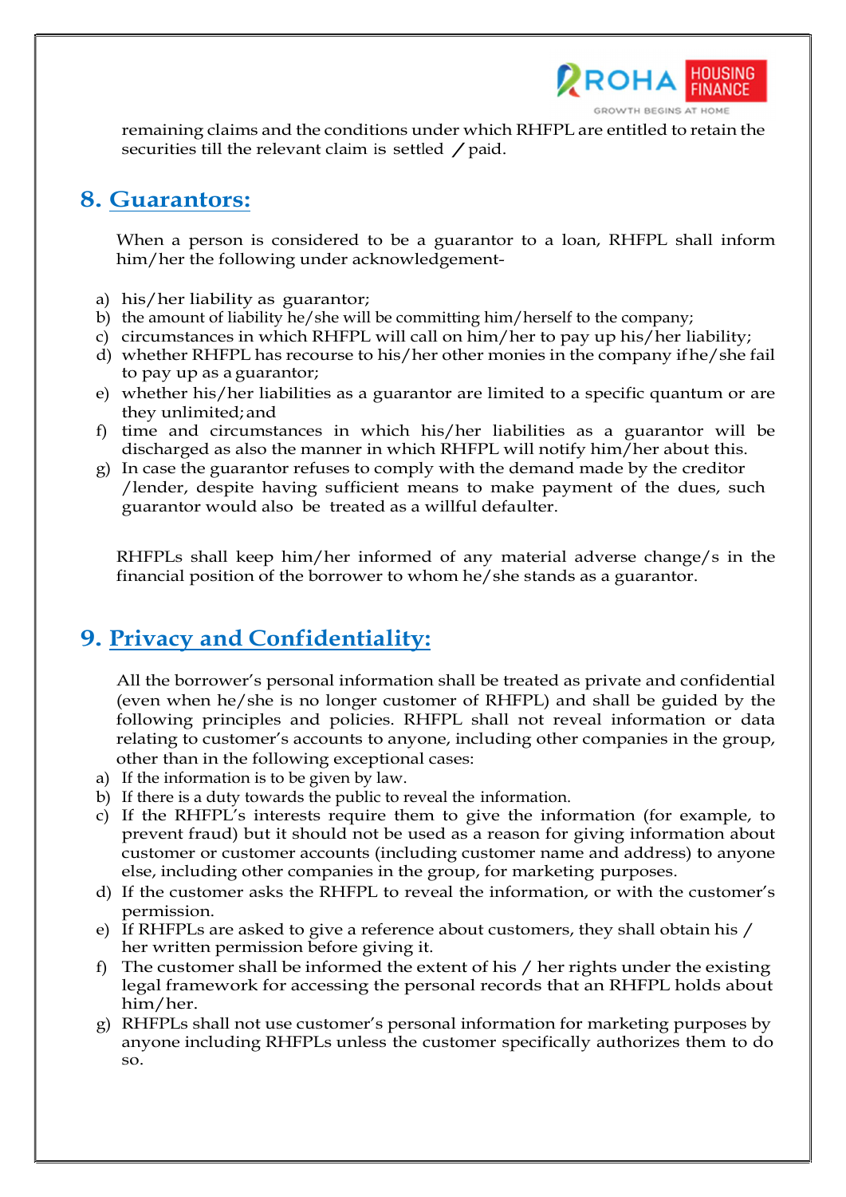remaining claims and the conditions under which RHFPL are entitled to retain the securities till the relevant claim is settled / paid.

## 8. Guarantors:

When a person is considered to be a guarantor to a loan, RHFPL shall inform him/her the following under acknowledgement-

a) his/her liability as guarantor;
b) the amount of liability he/she will be committing him/herself to the company;
c) circumstances in which RHFPL will call on him/her to pay up his/her liability;
d) whether RHFPL has recourse to his/her other monies in the company if he/she fail to pay up as a guarantor;
e) whether his/her liabilities as a guarantor are limited to a specific quantum or are they unlimited; and
f) time and circumstances in which his/her liabilities as a guarantor will be discharged as also the manner in which RHFPL will notify him/her about this.
g) In case the guarantor refuses to comply with the demand made by the creditor /lender, despite having sufficient means to make payment of the dues, such guarantor would also be treated as a willful defaulter.

RHFPLs shall keep him/her informed of any material adverse change/s in the financial position of the borrower to whom he/she stands as a guarantor.

## 9. Privacy and Confidentiality:

All the borrower's personal information shall be treated as private and confidential (even when he/she is no longer customer of RHFPL) and shall be guided by the following principles and policies. RHFPL shall not reveal information or data relating to customer's accounts to anyone, including other companies in the group, other than in the following exceptional cases:

a) If the information is to be given by law.
b) If there is a duty towards the public to reveal the information.
c) If the RHFPL's interests require them to give the information (for example, to prevent fraud) but it should not be used as a reason for giving information about customer or customer accounts (including customer name and address) to anyone else, including other companies in the group, for marketing purposes.
d) If the customer asks the RHFPL to reveal the information, or with the customer's permission.
e) If RHFPLs are asked to give a reference about customers, they shall obtain his / her written permission before giving it.
f) The customer shall be informed the extent of his / her rights under the existing legal framework for accessing the personal records that an RHFPL holds about him/her.
g) RHFPLs shall not use customer's personal information for marketing purposes by anyone including RHFPLs unless the customer specifically authorizes them to do so.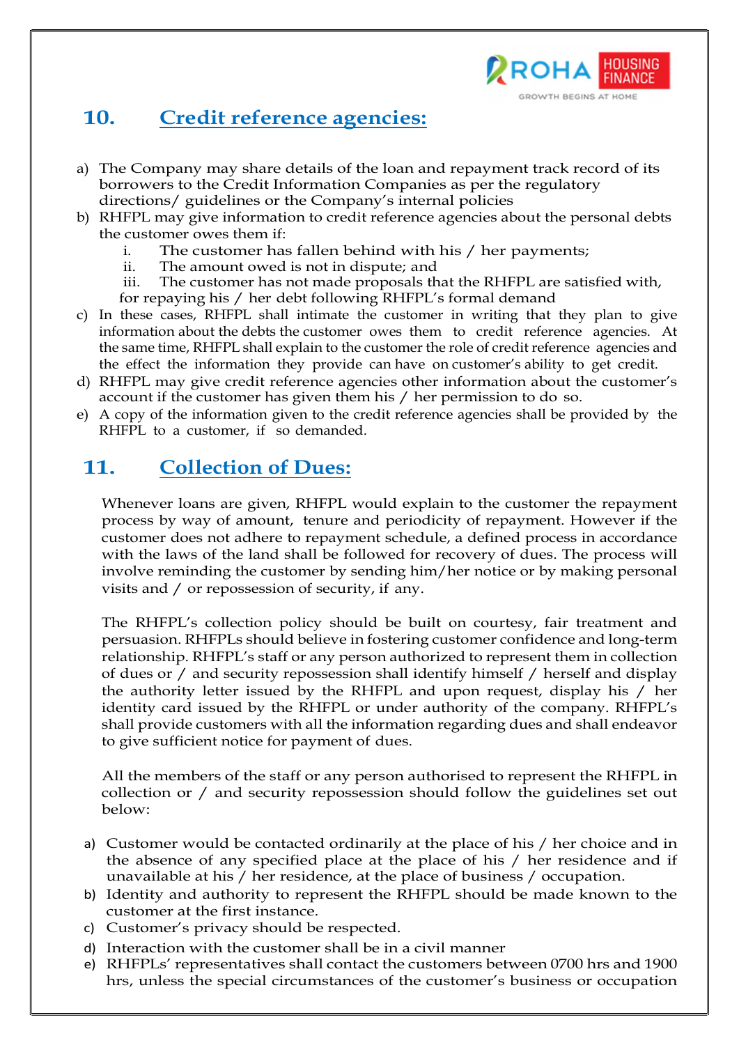## 10. Credit reference agencies:

a) The Company may share details of the loan and repayment track record of its borrowers to the Credit Information Companies as per the regulatory directions/ guidelines or the Company's internal policies

b) RHFPL may give information to credit reference agencies about the personal debts the customer owes them if:

   i. The customer has fallen behind with his / her payments;
   ii. The amount owed is not in dispute; and
   iii. The customer has not made proposals that the RHFPL are satisfied with, for repaying his / her debt following RHFPL's formal demand

c) In these cases, RHFPL shall intimate the customer in writing that they plan to give information about the debts the customer owes them to credit reference agencies. At the same time, RHFPL shall explain to the customer the role of credit reference agencies and the effect the information they provide can have on customer's ability to get credit.

d) RHFPL may give credit reference agencies other information about the customer's account if the customer has given them his / her permission to do so.

e) A copy of the information given to the credit reference agencies shall be provided by the RHFPL to a customer, if so demanded.

## 11. Collection of Dues:

Whenever loans are given, RHFPL would explain to the customer the repayment process by way of amount, tenure and periodicity of repayment. However if the customer does not adhere to repayment schedule, a defined process in accordance with the laws of the land shall be followed for recovery of dues. The process will involve reminding the customer by sending him/her notice or by making personal visits and / or repossession of security, if any.

The RHFPL's collection policy should be built on courtesy, fair treatment and persuasion. RHFPLs should believe in fostering customer confidence and long-term relationship. RHFPL's staff or any person authorized to represent them in collection of dues or / and security repossession shall identify himself / herself and display the authority letter issued by the RHFPL and upon request, display his / her identity card issued by the RHFPL or under authority of the company. RHFPL's shall provide customers with all the information regarding dues and shall endeavor to give sufficient notice for payment of dues.

All the members of the staff or any person authorised to represent the RHFPL in collection or / and security repossession should follow the guidelines set out below:

a) Customer would be contacted ordinarily at the place of his / her choice and in the absence of any specified place at the place of his / her residence and if unavailable at his / her residence, at the place of business / occupation.

b) Identity and authority to represent the RHFPL should be made known to the customer at the first instance.

c) Customer's privacy should be respected.

d) Interaction with the customer shall be in a civil manner

e) RHFPLs' representatives shall contact the customers between 0700 hrs and 1900 hrs, unless the special circumstances of the customer's business or occupation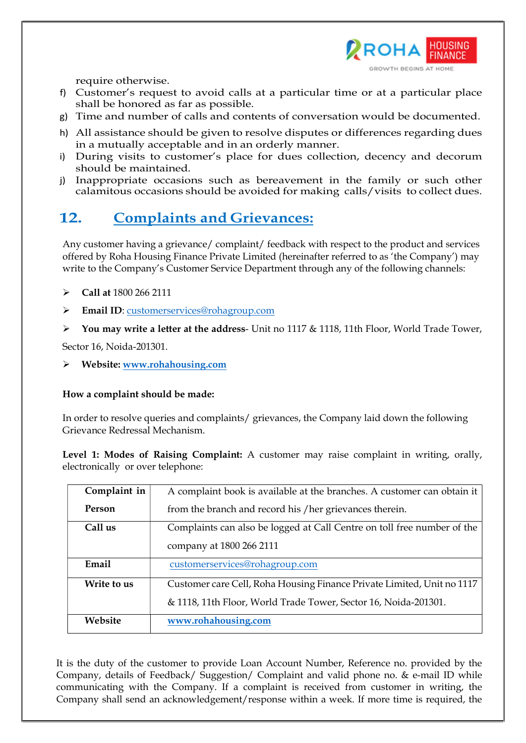require otherwise.

f) Customer's request to avoid calls at a particular time or at a particular place shall be honored as far as possible.
g) Time and number of calls and contents of conversation would be documented.
h) All assistance should be given to resolve disputes or differences regarding dues in a mutually acceptable and in an orderly manner.
i) During visits to customer's place for dues collection, decency and decorum should be maintained.
j) Inappropriate occasions such as bereavement in the family or such other calamitous occasions should be avoided for making calls/visits to collect dues.

## 12. Complaints and Grievances:

Any customer having a grievance/ complaint/ feedback with respect to the product and services offered by Roha Housing Finance Private Limited (hereinafter referred to as 'the Company') may write to the Company's Customer Service Department through any of the following channels:

- **Call at** 1800 266 2111
- **Email ID**: customerservices@rohagroup.com
- **You may write a letter at the address**- Unit no 1117 & 1118, 11th Floor, World Trade Tower, Sector 16, Noida-201301.
- **Website:** **www.rohahousing.com**

**How a complaint should be made:**

In order to resolve queries and complaints/ grievances, the Company laid down the following Grievance Redressal Mechanism.

**Level 1: Modes of Raising Complaint:** A customer may raise complaint in writing, orally, electronically or over telephone:

| | |
|---|---|
| **Complaint in Person** | A complaint book is available at the branches. A customer can obtain it from the branch and record his /her grievances therein. |
| **Call us** | Complaints can also be logged at Call Centre on toll free number of the company at 1800 266 2111 |
| **Email** | customerservices@rohagroup.com |
| **Write to us** | Customer care Cell, Roha Housing Finance Private Limited, Unit no 1117 & 1118, 11th Floor, World Trade Tower, Sector 16, Noida-201301. |
| **Website** | **www.rohahousing.com** |

It is the duty of the customer to provide Loan Account Number, Reference no. provided by the Company, details of Feedback/ Suggestion/ Complaint and valid phone no. & e-mail ID while communicating with the Company. If a complaint is received from customer in writing, the Company shall send an acknowledgement/response within a week. If more time is required, the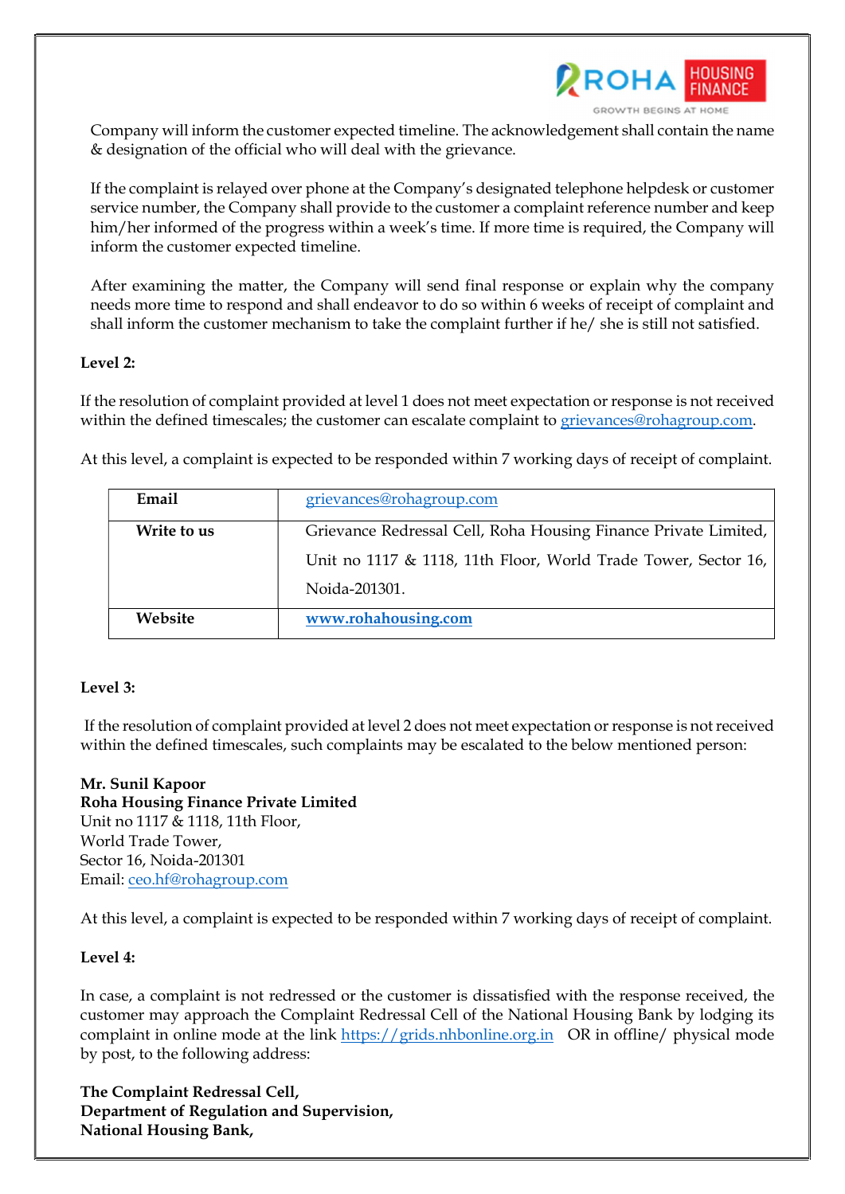Company will inform the customer expected timeline. The acknowledgement shall contain the name & designation of the official who will deal with the grievance.

If the complaint is relayed over phone at the Company's designated telephone helpdesk or customer service number, the Company shall provide to the customer a complaint reference number and keep him/her informed of the progress within a week's time. If more time is required, the Company will inform the customer expected timeline.

After examining the matter, the Company will send final response or explain why the company needs more time to respond and shall endeavor to do so within 6 weeks of receipt of complaint and shall inform the customer mechanism to take the complaint further if he/ she is still not satisfied.

**Level 2:**

If the resolution of complaint provided at level 1 does not meet expectation or response is not received within the defined timescales; the customer can escalate complaint to grievances@rohagroup.com.

At this level, a complaint is expected to be responded within 7 working days of receipt of complaint.

| **Email** | grievances@rohagroup.com |
|---|---|
| **Write to us** | Grievance Redressal Cell, Roha Housing Finance Private Limited, Unit no 1117 & 1118, 11th Floor, World Trade Tower, Sector 16, Noida-201301. |
| **Website** | **www.rohahousing.com** |

**Level 3:**

If the resolution of complaint provided at level 2 does not meet expectation or response is not received within the defined timescales, such complaints may be escalated to the below mentioned person:

**Mr. Sunil Kapoor**
**Roha Housing Finance Private Limited**
Unit no 1117 & 1118, 11th Floor,
World Trade Tower,
Sector 16, Noida-201301
Email: ceo.hf@rohagroup.com

At this level, a complaint is expected to be responded within 7 working days of receipt of complaint.

**Level 4:**

In case, a complaint is not redressed or the customer is dissatisfied with the response received, the customer may approach the Complaint Redressal Cell of the National Housing Bank by lodging its complaint in online mode at the link https://grids.nhbonline.org.in OR in offline/ physical mode by post, to the following address:

**The Complaint Redressal Cell,**
**Department of Regulation and Supervision,**
**National Housing Bank,**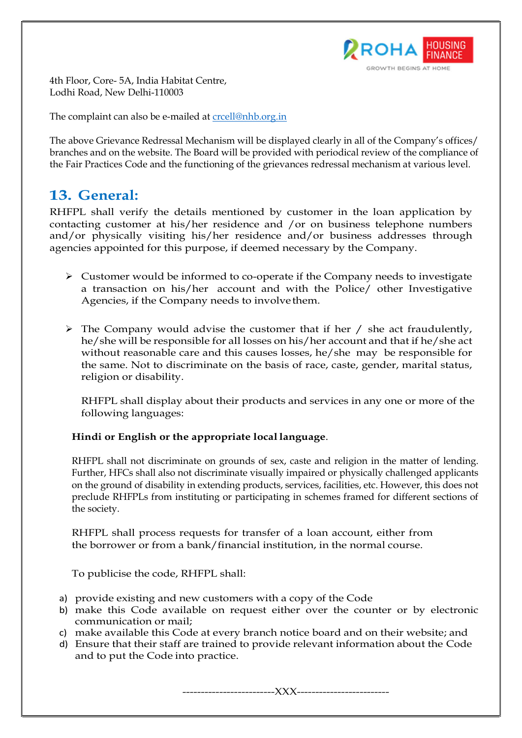4th Floor, Core- 5A, India Habitat Centre,
Lodhi Road, New Delhi-110003

The complaint can also be e-mailed at crcell@nhb.org.in

The above Grievance Redressal Mechanism will be displayed clearly in all of the Company's offices/ branches and on the website. The Board will be provided with periodical review of the compliance of the Fair Practices Code and the functioning of the grievances redressal mechanism at various level.

## 13. General:

RHFPL shall verify the details mentioned by customer in the loan application by contacting customer at his/her residence and /or on business telephone numbers and/or physically visiting his/her residence and/or business addresses through agencies appointed for this purpose, if deemed necessary by the Company.

- Customer would be informed to co-operate if the Company needs to investigate a transaction on his/her account and with the Police/ other Investigative Agencies, if the Company needs to involve them.

- The Company would advise the customer that if her / she act fraudulently, he/she will be responsible for all losses on his/her account and that if he/she act without reasonable care and this causes losses, he/she may be responsible for the same. Not to discriminate on the basis of race, caste, gender, marital status, religion or disability.

  RHFPL shall display about their products and services in any one or more of the following languages:

**Hindi or English or the appropriate local language**.

RHFPL shall not discriminate on grounds of sex, caste and religion in the matter of lending. Further, HFCs shall also not discriminate visually impaired or physically challenged applicants on the ground of disability in extending products, services, facilities, etc. However, this does not preclude RHFPLs from instituting or participating in schemes framed for different sections of the society.

RHFPL shall process requests for transfer of a loan account, either from the borrower or from a bank/financial institution, in the normal course.

To publicise the code, RHFPL shall:

a) provide existing and new customers with a copy of the Code
b) make this Code available on request either over the counter or by electronic communication or mail;
c) make available this Code at every branch notice board and on their website; and
d) Ensure that their staff are trained to provide relevant information about the Code and to put the Code into practice.

-------------------------XXX-------------------------